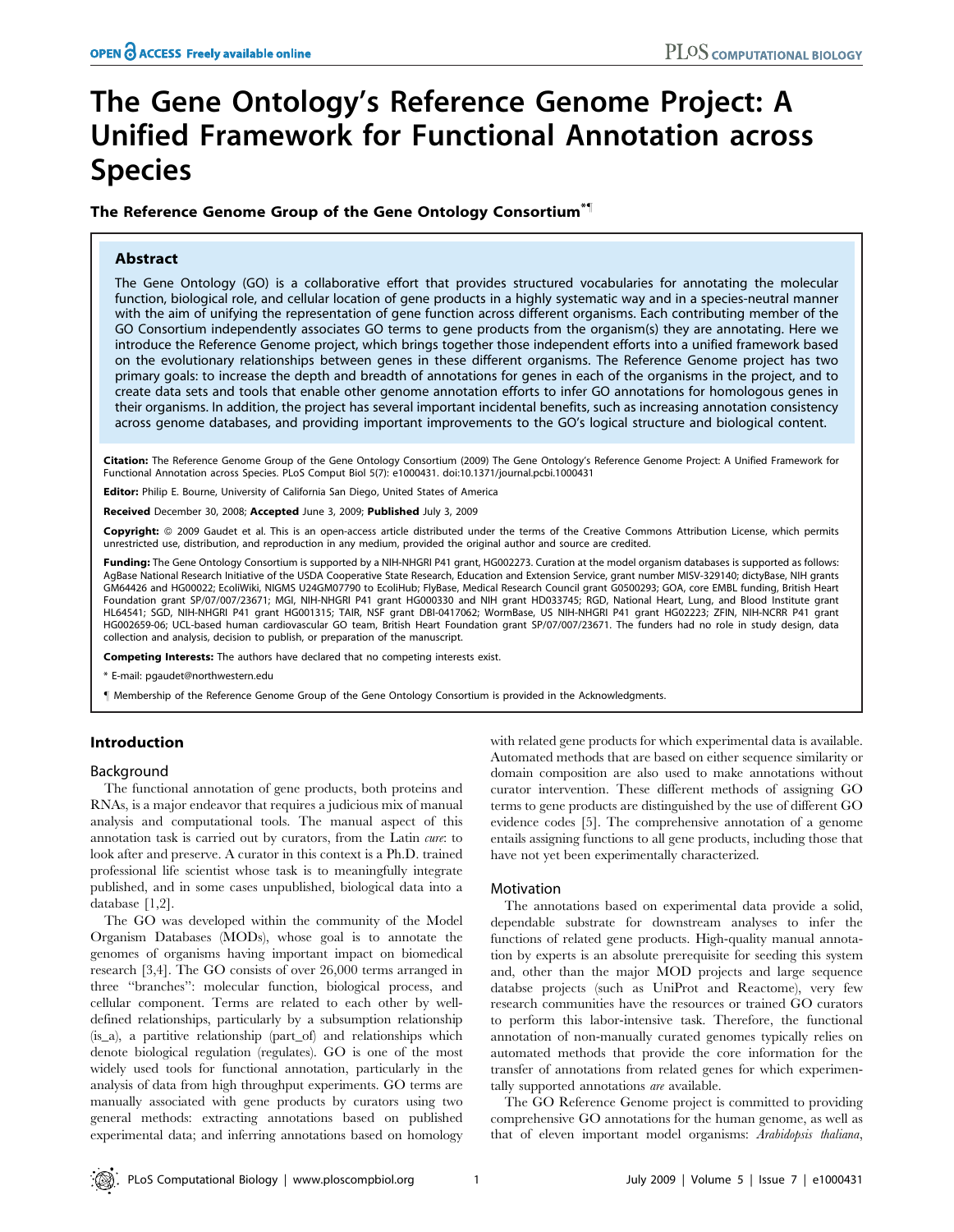# The Gene Ontology's Reference Genome Project: A Unified Framework for Functional Annotation across Species

**The Reference Genome Group of the Gene Ontology Consortium*¶**

## Abstract

The Gene Ontology (GO) is a collaborative effort that provides structured vocabularies for annotating the molecular function, biological role, and cellular location of gene products in a highly systematic way and in a species-neutral manner with the aim of unifying the representation of gene function across different organisms. Each contributing member of the GO Consortium independently associates GO terms to gene products from the organism(s) they are annotating. Here we introduce the Reference Genome project, which brings together those independent efforts into a unified framework based on the evolutionary relationships between genes in these different organisms. The Reference Genome project has two primary goals: to increase the depth and breadth of annotations for genes in each of the organisms in the project, and to create data sets and tools that enable other genome annotation efforts to infer GO annotations for homologous genes in their organisms. In addition, the project has several important incidental benefits, such as increasing annotation consistency across genome databases, and providing important improvements to the GO's logical structure and biological content.

**Citation:** The Reference Genome Group of the Gene Ontology Consortium (2009) The Gene Ontology's Reference Genome Project: A Unified Framework for Functional Annotation across Species. PLoS Comput Biol 5(7): e1000431. doi:10.1371/journal.pcbi.1000431

**Editor:** Philip E. Bourne, University of California San Diego, United States of America

**Received** December 30, 2008; **Accepted** June 3, 2009; **Published** July 3, 2009

**Copyright:** © 2009 Gaudet et al. This is an open-access article distributed under the terms of the Creative Commons Attribution License, which permits unrestricted use, distribution, and reproduction in any medium, provided the original author and source are credited.

**Funding:** The Gene Ontology Consortium is supported by a NIH-NHGRI P41 grant, HG002273. Curation at the model organism databases is supported as follows: AgBase National Research Initiative of the USDA Cooperative State Research, Education and Extension Service, grant number MISV-329140; dictyBase, NIH grants GM64426 and HG00022; EcoliWiki, NIGMS U24GM07790 to EcoliHub; FlyBase, Medical Research Council grant G0500293; GOA, core EMBL funding, British Heart Foundation grant SP/07/007/23671; MGI, NIH-NHGRI P41 grant HG000330 and NIH grant HD033745; RGD, National Heart, Lung, and Blood Institute grant HL64541; SGD, NIH-NHGRI P41 grant HG001315; TAIR, NSF grant DBI-0417062; WormBase, US NIH-NHGRI P41 grant HG02223; ZFIN, NIH-NCRR P41 grant HG002659-06; UCL-based human cardiovascular GO team, British Heart Foundation grant SP/07/007/23671. The funders had no role in study design, data collection and analysis, decision to publish, or preparation of the manuscript.

**Competing Interests:** The authors have declared that no competing interests exist.

\* E-mail: pgaudet@northwestern.edu

¶ Membership of the Reference Genome Group of the Gene Ontology Consortium is provided in the Acknowledgments.

## Introduction

### Background

The functional annotation of gene products, both proteins and RNAs, is a major endeavor that requires a judicious mix of manual analysis and computational tools. The manual aspect of this annotation task is carried out by curators, from the Latin *cure*: to look after and preserve. A curator in this context is a Ph.D. trained professional life scientist whose task is to meaningfully integrate published, and in some cases unpublished, biological data into a database [1,2].

The GO was developed within the community of the Model Organism Databases (MODs), whose goal is to annotate the genomes of organisms having important impact on biomedical research [3,4]. The GO consists of over 26,000 terms arranged in three "branches": molecular function, biological process, and cellular component. Terms are related to each other by well-defined relationships, particularly by a subsumption relationship (is_a), a partitive relationship (part_of) and relationships which denote biological regulation (regulates). GO is one of the most widely used tools for functional annotation, particularly in the analysis of data from high throughput experiments. GO terms are manually associated with gene products by curators using two general methods: extracting annotations based on published experimental data; and inferring annotations based on homology with related gene products for which experimental data is available. Automated methods that are based on either sequence similarity or domain composition are also used to make annotations without curator intervention. These different methods of assigning GO terms to gene products are distinguished by the use of different GO evidence codes [5]. The comprehensive annotation of a genome entails assigning functions to all gene products, including those that have not yet been experimentally characterized.

### Motivation

The annotations based on experimental data provide a solid, dependable substrate for downstream analyses to infer the functions of related gene products. High-quality manual annotation by experts is an absolute prerequisite for seeding this system and, other than the major MOD projects and large sequence databse projects (such as UniProt and Reactome), very few research communities have the resources or trained GO curators to perform this labor-intensive task. Therefore, the functional annotation of non-manually curated genomes typically relies on automated methods that provide the core information for the transfer of annotations from related genes for which experimentally supported annotations *are* available.

The GO Reference Genome project is committed to providing comprehensive GO annotations for the human genome, as well as that of eleven important model organisms: *Arabidopsis thaliana*,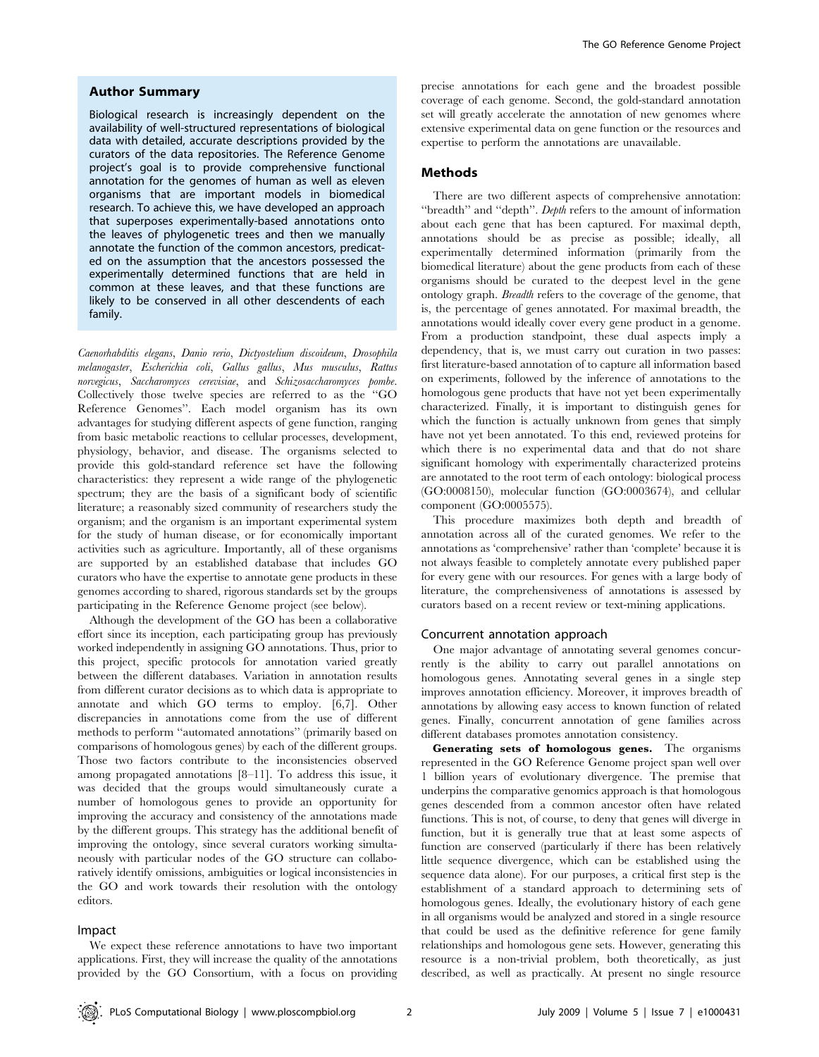## Author Summary

Biological research is increasingly dependent on the availability of well-structured representations of biological data with detailed, accurate descriptions provided by the curators of the data repositories. The Reference Genome project's goal is to provide comprehensive functional annotation for the genomes of human as well as eleven organisms that are important models in biomedical research. To achieve this, we have developed an approach that superposes experimentally-based annotations onto the leaves of phylogenetic trees and then we manually annotate the function of the common ancestors, predicated on the assumption that the ancestors possessed the experimentally determined functions that are held in common at these leaves, and that these functions are likely to be conserved in all other descendents of each family.

*Caenorhabditis elegans*, *Danio rerio*, *Dictyostelium discoideum*, *Drosophila melanogaster*, *Escherichia coli*, *Gallus gallus*, *Mus musculus*, *Rattus norvegicus*, *Saccharomyces cerevisiae*, and *Schizosaccharomyces pombe*. Collectively those twelve species are referred to as the "GO Reference Genomes". Each model organism has its own advantages for studying different aspects of gene function, ranging from basic metabolic reactions to cellular processes, development, physiology, behavior, and disease. The organisms selected to provide this gold-standard reference set have the following characteristics: they represent a wide range of the phylogenetic spectrum; they are the basis of a significant body of scientific literature; a reasonably sized community of researchers study the organism; and the organism is an important experimental system for the study of human disease, or for economically important activities such as agriculture. Importantly, all of these organisms are supported by an established database that includes GO curators who have the expertise to annotate gene products in these genomes according to shared, rigorous standards set by the groups participating in the Reference Genome project (see below).

Although the development of the GO has been a collaborative effort since its inception, each participating group has previously worked independently in assigning GO annotations. Thus, prior to this project, specific protocols for annotation varied greatly between the different databases. Variation in annotation results from different curator decisions as to which data is appropriate to annotate and which GO terms to employ. [6,7]. Other discrepancies in annotations come from the use of different methods to perform "automated annotations" (primarily based on comparisons of homologous genes) by each of the different groups. Those two factors contribute to the inconsistencies observed among propagated annotations [8–11]. To address this issue, it was decided that the groups would simultaneously curate a number of homologous genes to provide an opportunity for improving the accuracy and consistency of the annotations made by the different groups. This strategy has the additional benefit of improving the ontology, since several curators working simultaneously with particular nodes of the GO structure can collaboratively identify omissions, ambiguities or logical inconsistencies in the GO and work towards their resolution with the ontology editors.

### Impact

We expect these reference annotations to have two important applications. First, they will increase the quality of the annotations provided by the GO Consortium, with a focus on providing precise annotations for each gene and the broadest possible coverage of each genome. Second, the gold-standard annotation set will greatly accelerate the annotation of new genomes where extensive experimental data on gene function or the resources and expertise to perform the annotations are unavailable.

## Methods

There are two different aspects of comprehensive annotation: "breadth" and "depth". *Depth* refers to the amount of information about each gene that has been captured. For maximal depth, annotations should be as precise as possible; ideally, all experimentally determined information (primarily from the biomedical literature) about the gene products from each of these organisms should be curated to the deepest level in the gene ontology graph. *Breadth* refers to the coverage of the genome, that is, the percentage of genes annotated. For maximal breadth, the annotations would ideally cover every gene product in a genome. From a production standpoint, these dual aspects imply a dependency, that is, we must carry out curation in two passes: first literature-based annotation of to capture all information based on experiments, followed by the inference of annotations to the homologous gene products that have not yet been experimentally characterized. Finally, it is important to distinguish genes for which the function is actually unknown from genes that simply have not yet been annotated. To this end, reviewed proteins for which there is no experimental data and that do not share significant homology with experimentally characterized proteins are annotated to the root term of each ontology: biological process (GO:0008150), molecular function (GO:0003674), and cellular component (GO:0005575).

This procedure maximizes both depth and breadth of annotation across all of the curated genomes. We refer to the annotations as 'comprehensive' rather than 'complete' because it is not always feasible to completely annotate every published paper for every gene with our resources. For genes with a large body of literature, the comprehensiveness of annotations is assessed by curators based on a recent review or text-mining applications.

### Concurrent annotation approach

One major advantage of annotating several genomes concurrently is the ability to carry out parallel annotations on homologous genes. Annotating several genes in a single step improves annotation efficiency. Moreover, it improves breadth of annotations by allowing easy access to known function of related genes. Finally, concurrent annotation of gene families across different databases promotes annotation consistency.

**Generating sets of homologous genes.** The organisms represented in the GO Reference Genome project span well over 1 billion years of evolutionary divergence. The premise that underpins the comparative genomics approach is that homologous genes descended from a common ancestor often have related functions. This is not, of course, to deny that genes will diverge in function, but it is generally true that at least some aspects of function are conserved (particularly if there has been relatively little sequence divergence, which can be established using the sequence data alone). For our purposes, a critical first step is the establishment of a standard approach to determining sets of homologous genes. Ideally, the evolutionary history of each gene in all organisms would be analyzed and stored in a single resource that could be used as the definitive reference for gene family relationships and homologous gene sets. However, generating this resource is a non-trivial problem, both theoretically, as just described, as well as practically. At present no single resource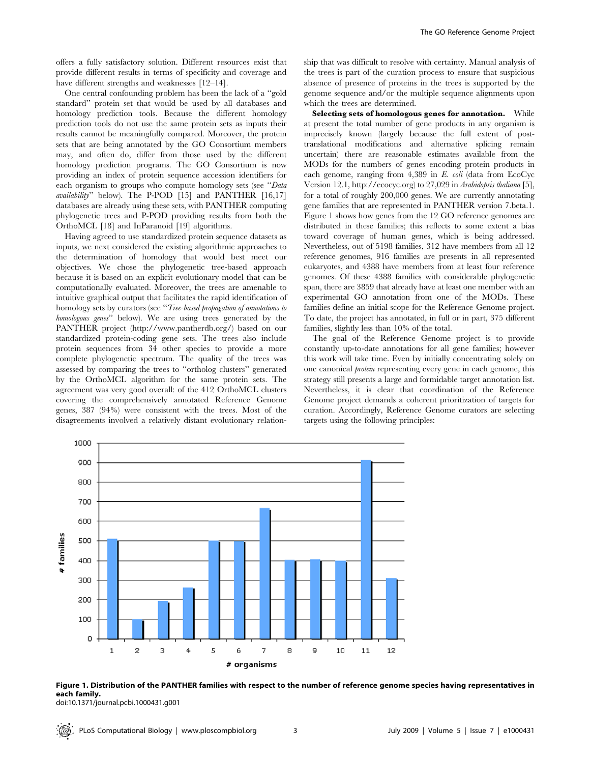offers a fully satisfactory solution. Different resources exist that provide different results in terms of specificity and coverage and have different strengths and weaknesses [12–14].

One central confounding problem has been the lack of a "gold standard" protein set that would be used by all databases and homology prediction tools. Because the different homology prediction tools do not use the same protein sets as inputs their results cannot be meaningfully compared. Moreover, the protein sets that are being annotated by the GO Consortium members may, and often do, differ from those used by the different homology prediction programs. The GO Consortium is now providing an index of protein sequence accession identifiers for each organism to groups who compute homology sets (see "*Data availability*" below). The P-POD [15] and PANTHER [16,17] databases are already using these sets, with PANTHER computing phylogenetic trees and P-POD providing results from both the OrthoMCL [18] and InParanoid [19] algorithms.

Having agreed to use standardized protein sequence datasets as inputs, we next considered the existing algorithmic approaches to the determination of homology that would best meet our objectives. We chose the phylogenetic tree-based approach because it is based on an explicit evolutionary model that can be computationally evaluated. Moreover, the trees are amenable to intuitive graphical output that facilitates the rapid identification of homology sets by curators (see "*Tree-based propagation of annotations to homologous genes*" below). We are using trees generated by the PANTHER project (http://www.pantherdb.org/) based on our standardized protein-coding gene sets. The trees also include protein sequences from 34 other species to provide a more complete phylogenetic spectrum. The quality of the trees was assessed by comparing the trees to "ortholog clusters" generated by the OrthoMCL algorithm for the same protein sets. The agreement was very good overall: of the 412 OrthoMCL clusters covering the comprehensively annotated Reference Genome genes, 387 (94%) were consistent with the trees. Most of the disagreements involved a relatively distant evolutionary relationship that was difficult to resolve with certainty. Manual analysis of the trees is part of the curation process to ensure that suspicious absence of presence of proteins in the trees is supported by the genome sequence and/or the multiple sequence alignments upon which the trees are determined.

**Selecting sets of homologous genes for annotation.** While at present the total number of gene products in any organism is imprecisely known (largely because the full extent of post-translational modifications and alternative splicing remain uncertain) there are reasonable estimates available from the MODs for the numbers of genes encoding protein products in each genome, ranging from 4,389 in *E. coli* (data from EcoCyc Version 12.1, http://ecocyc.org) to 27,029 in *Arabidopsis thaliana* [5], for a total of roughly 200,000 genes. We are currently annotating gene families that are represented in PANTHER version 7.beta.1. Figure 1 shows how genes from the 12 GO reference genomes are distributed in these families; this reflects to some extent a bias toward coverage of human genes, which is being addressed. Nevertheless, out of 5198 families, 312 have members from all 12 reference genomes, 916 families are presents in all represented eukaryotes, and 4388 have members from at least four reference genomes. Of these 4388 families with considerable phylogenetic span, there are 3859 that already have at least one member with an experimental GO annotation from one of the MODs. These families define an initial scope for the Reference Genome project. To date, the project has annotated, in full or in part, 375 different families, slightly less than 10% of the total.

The goal of the Reference Genome project is to provide constantly up-to-date annotations for all gene families; however this work will take time. Even by initially concentrating solely on one canonical *protein* representing every gene in each genome, this strategy still presents a large and formidable target annotation list. Nevertheless, it is clear that coordination of the Reference Genome project demands a coherent prioritization of targets for curation. Accordingly, Reference Genome curators are selecting targets using the following principles:

**Figure 1. Distribution of the PANTHER families with respect to the number of reference genome species having representatives in each family.**
doi:10.1371/journal.pcbi.1000431.g001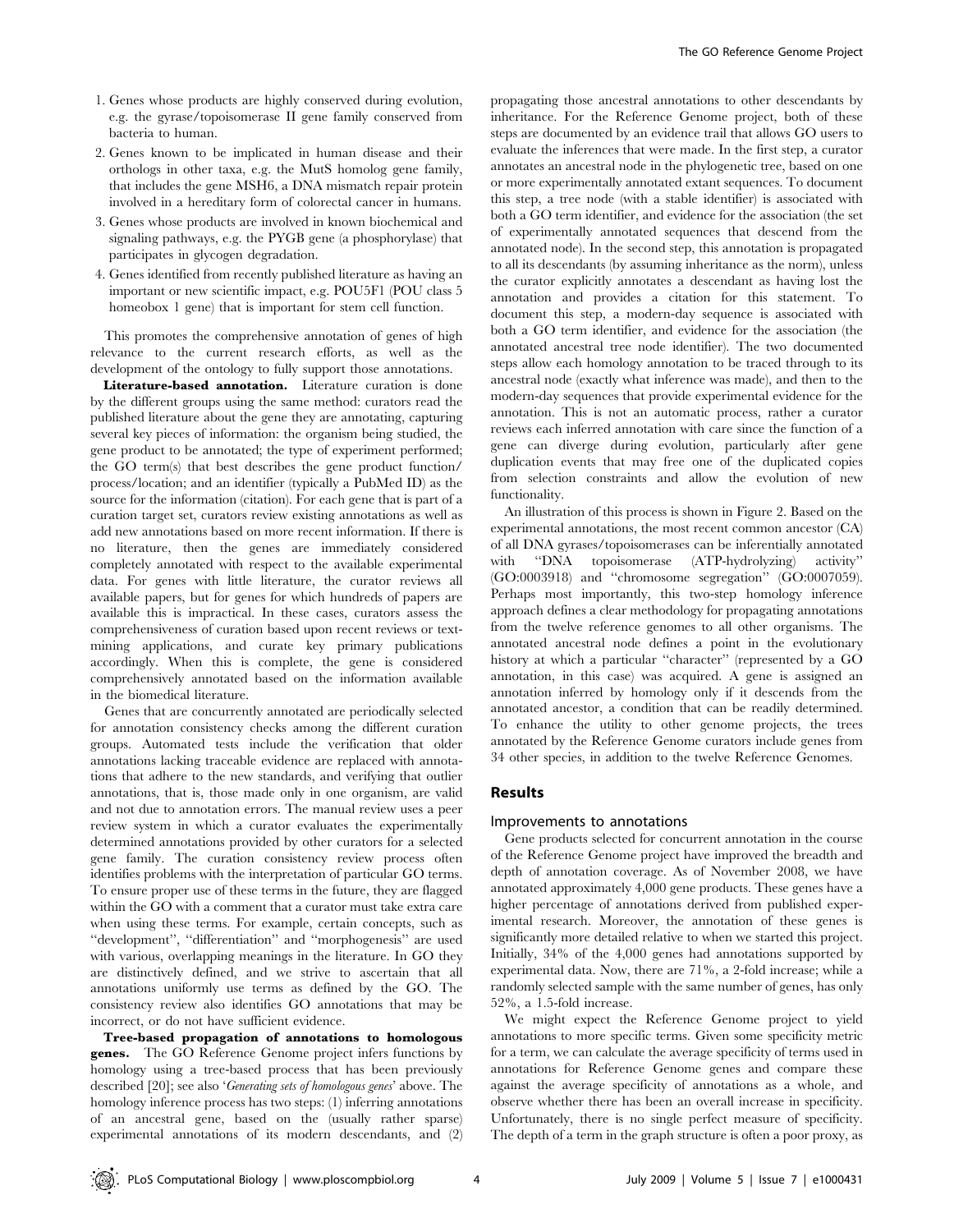1. Genes whose products are highly conserved during evolution, e.g. the gyrase/topoisomerase II gene family conserved from bacteria to human.
2. Genes known to be implicated in human disease and their orthologs in other taxa, e.g. the MutS homolog gene family, that includes the gene MSH6, a DNA mismatch repair protein involved in a hereditary form of colorectal cancer in humans.
3. Genes whose products are involved in known biochemical and signaling pathways, e.g. the PYGB gene (a phosphorylase) that participates in glycogen degradation.
4. Genes identified from recently published literature as having an important or new scientific impact, e.g. POU5F1 (POU class 5 homeobox 1 gene) that is important for stem cell function.

This promotes the comprehensive annotation of genes of high relevance to the current research efforts, as well as the development of the ontology to fully support those annotations.

**Literature-based annotation.** Literature curation is done by the different groups using the same method: curators read the published literature about the gene they are annotating, capturing several key pieces of information: the organism being studied, the gene product to be annotated; the type of experiment performed; the GO term(s) that best describes the gene product function/process/location; and an identifier (typically a PubMed ID) as the source for the information (citation). For each gene that is part of a curation target set, curators review existing annotations as well as add new annotations based on more recent information. If there is no literature, then the genes are immediately considered completely annotated with respect to the available experimental data. For genes with little literature, the curator reviews all available papers, but for genes for which hundreds of papers are available this is impractical. In these cases, curators assess the comprehensiveness of curation based upon recent reviews or text-mining applications, and curate key primary publications accordingly. When this is complete, the gene is considered comprehensively annotated based on the information available in the biomedical literature.

Genes that are concurrently annotated are periodically selected for annotation consistency checks among the different curation groups. Automated tests include the verification that older annotations lacking traceable evidence are replaced with annotations that adhere to the new standards, and verifying that outlier annotations, that is, those made only in one organism, are valid and not due to annotation errors. The manual review uses a peer review system in which a curator evaluates the experimentally determined annotations provided by other curators for a selected gene family. The curation consistency review process often identifies problems with the interpretation of particular GO terms. To ensure proper use of these terms in the future, they are flagged within the GO with a comment that a curator must take extra care when using these terms. For example, certain concepts, such as "development", "differentiation" and "morphogenesis" are used with various, overlapping meanings in the literature. In GO they are distinctively defined, and we strive to ascertain that all annotations uniformly use terms as defined by the GO. The consistency review also identifies GO annotations that may be incorrect, or do not have sufficient evidence.

**Tree-based propagation of annotations to homologous genes.** The GO Reference Genome project infers functions by homology using a tree-based process that has been previously described [20]; see also '*Generating sets of homologous genes*' above. The homology inference process has two steps: (1) inferring annotations of an ancestral gene, based on the (usually rather sparse) experimental annotations of its modern descendants, and (2) propagating those ancestral annotations to other descendants by inheritance. For the Reference Genome project, both of these steps are documented by an evidence trail that allows GO users to evaluate the inferences that were made. In the first step, a curator annotates an ancestral node in the phylogenetic tree, based on one or more experimentally annotated extant sequences. To document this step, a tree node (with a stable identifier) is associated with both a GO term identifier, and evidence for the association (the set of experimentally annotated sequences that descend from the annotated node). In the second step, this annotation is propagated to all its descendants (by assuming inheritance as the norm), unless the curator explicitly annotates a descendant as having lost the annotation and provides a citation for this statement. To document this step, a modern-day sequence is associated with both a GO term identifier, and evidence for the association (the annotated ancestral tree node identifier). The two documented steps allow each homology annotation to be traced through to its ancestral node (exactly what inference was made), and then to the modern-day sequences that provide experimental evidence for the annotation. This is not an automatic process, rather a curator reviews each inferred annotation with care since the function of a gene can diverge during evolution, particularly after gene duplication events that may free one of the duplicated copies from selection constraints and allow the evolution of new functionality.

An illustration of this process is shown in Figure 2. Based on the experimental annotations, the most recent common ancestor (CA) of all DNA gyrases/topoisomerases can be inferentially annotated with "DNA topoisomerase (ATP-hydrolyzing) activity" (GO:0003918) and "chromosome segregation" (GO:0007059). Perhaps most importantly, this two-step homology inference approach defines a clear methodology for propagating annotations from the twelve reference genomes to all other organisms. The annotated ancestral node defines a point in the evolutionary history at which a particular "character" (represented by a GO annotation, in this case) was acquired. A gene is assigned an annotation inferred by homology only if it descends from the annotated ancestor, a condition that can be readily determined. To enhance the utility to other genome projects, the trees annotated by the Reference Genome curators include genes from 34 other species, in addition to the twelve Reference Genomes.

## Results

### Improvements to annotations

Gene products selected for concurrent annotation in the course of the Reference Genome project have improved the breadth and depth of annotation coverage. As of November 2008, we have annotated approximately 4,000 gene products. These genes have a higher percentage of annotations derived from published experimental research. Moreover, the annotation of these genes is significantly more detailed relative to when we started this project. Initially, 34% of the 4,000 genes had annotations supported by experimental data. Now, there are 71%, a 2-fold increase; while a randomly selected sample with the same number of genes, has only 52%, a 1.5-fold increase.

We might expect the Reference Genome project to yield annotations to more specific terms. Given some specificity metric for a term, we can calculate the average specificity of terms used in annotations for Reference Genome genes and compare these against the average specificity of annotations as a whole, and observe whether there has been an overall increase in specificity. Unfortunately, there is no single perfect measure of specificity. The depth of a term in the graph structure is often a poor proxy, as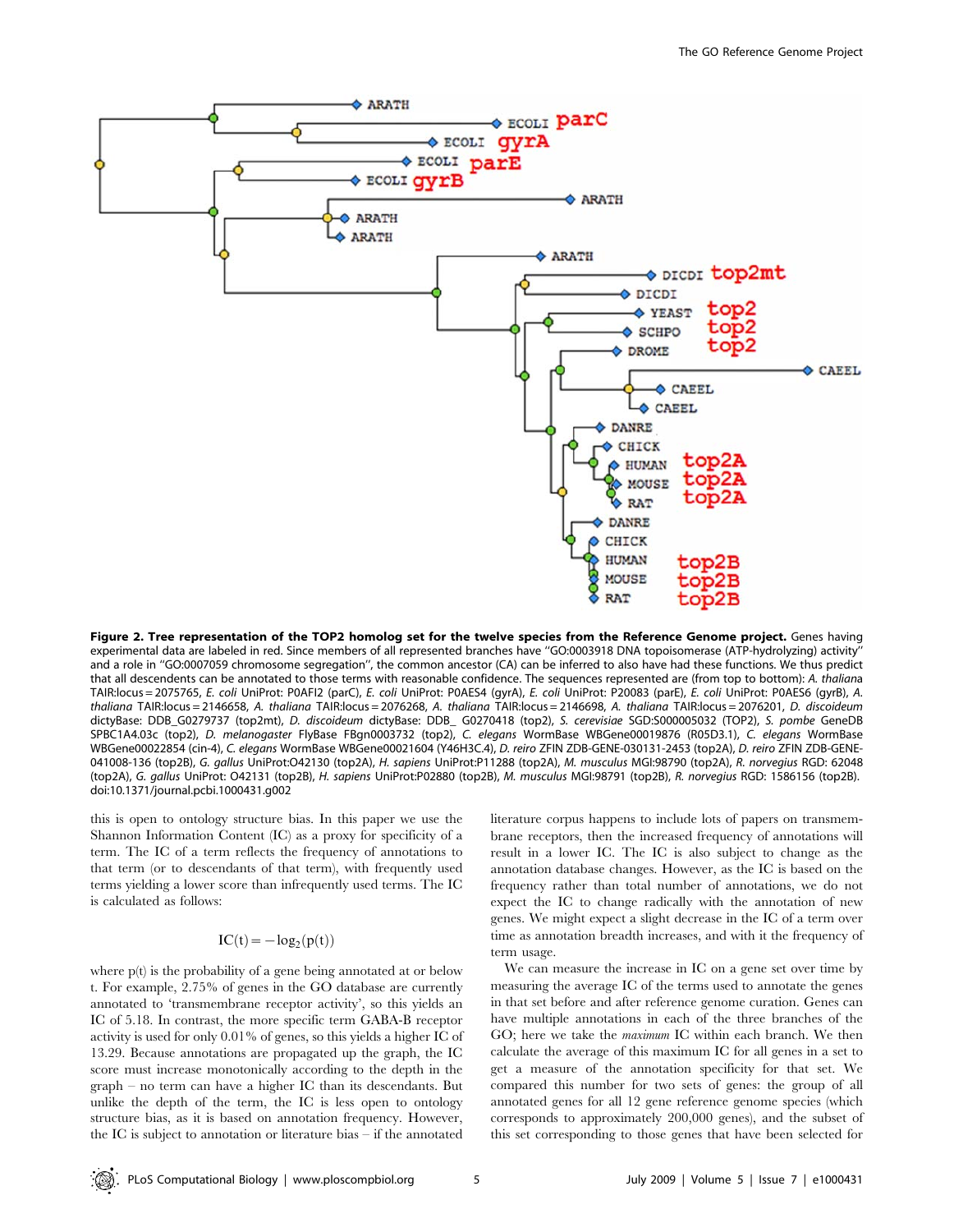**Figure 2. Tree representation of the TOP2 homolog set for the twelve species from the Reference Genome project.** Genes having experimental data are labeled in red. Since members of all represented branches have "GO:0003918 DNA topoisomerase (ATP-hydrolyzing) activity" and a role in "GO:0007059 chromosome segregation", the common ancestor (CA) can be inferred to also have had these functions. We thus predict that all descendents can be annotated to those terms with reasonable confidence. The sequences represented are (from top to bottom): *A. thaliana* TAIR:locus = 2075765, *E. coli* UniProt: P0AFI2 (parC), *E. coli* UniProt: P0AES4 (gyrA), *E. coli* UniProt: P20083 (parE), *E. coli* UniProt: P0AES6 (gyrB), *A. thaliana* TAIR:locus = 2146658, *A. thaliana* TAIR:locus = 2076268, *A. thaliana* TAIR:locus = 2146698, *A. thaliana* TAIR:locus = 2076201, *D. discoideum* dictyBase: DDB_G0279737 (top2mt), *D. discoideum* dictyBase: DDB_ G0270418 (top2), *S. cerevisiae* SGD:S000005032 (TOP2), *S. pombe* GeneDB SPBC1A4.03c (top2), *D. melanogaster* FlyBase FBgn0003732 (top2), *C. elegans* WormBase WBGene00019876 (R05D3.1), *C. elegans* WormBase WBGene00022854 (cin-4), *C. elegans* WormBase WBGene00021604 (Y46H3C.4), *D. reiro* ZFIN ZDB-GENE-030131-2453 (top2A), *D. reiro* ZFIN ZDB-GENE-041008-136 (top2B), *G. gallus* UniProt:O42130 (top2A), *H. sapiens* UniProt:P11288 (top2A), *M. musculus* MGI:98790 (top2A), *R. norvegius* RGD: 62048 (top2A), *G. gallus* UniProt: O42131 (top2B), *H. sapiens* UniProt:P02880 (top2B), *M. musculus* MGI:98791 (top2B), *R. norvegius* RGD: 1586156 (top2B).
doi:10.1371/journal.pcbi.1000431.g002

this is open to ontology structure bias. In this paper we use the Shannon Information Content (IC) as a proxy for specificity of a term. The IC of a term reflects the frequency of annotations to that term (or to descendants of that term), with frequently used terms yielding a lower score than infrequently used terms. The IC is calculated as follows:

$$\mathrm{IC}(t) = -\log_2(p(t))$$

where p(t) is the probability of a gene being annotated at or below t. For example, 2.75% of genes in the GO database are currently annotated to 'transmembrane receptor activity', so this yields an IC of 5.18. In contrast, the more specific term GABA-B receptor activity is used for only 0.01% of genes, so this yields a higher IC of 13.29. Because annotations are propagated up the graph, the IC score must increase monotonically according to the depth in the graph – no term can have a higher IC than its descendants. But unlike the depth of the term, the IC is less open to ontology structure bias, as it is based on annotation frequency. However, the IC is subject to annotation or literature bias – if the annotated literature corpus happens to include lots of papers on transmembrane receptors, then the increased frequency of annotations will result in a lower IC. The IC is also subject to change as the annotation database changes. However, as the IC is based on the frequency rather than total number of annotations, we do not expect the IC to change radically with the annotation of new genes. We might expect a slight decrease in the IC of a term over time as annotation breadth increases, and with it the frequency of term usage.

We can measure the increase in IC on a gene set over time by measuring the average IC of the terms used to annotate the genes in that set before and after reference genome curation. Genes can have multiple annotations in each of the three branches of the GO; here we take the *maximum* IC within each branch. We then calculate the average of this maximum IC for all genes in a set to get a measure of the annotation specificity for that set. We compared this number for two sets of genes: the group of all annotated genes for all 12 gene reference genome species (which corresponds to approximately 200,000 genes), and the subset of this set corresponding to those genes that have been selected for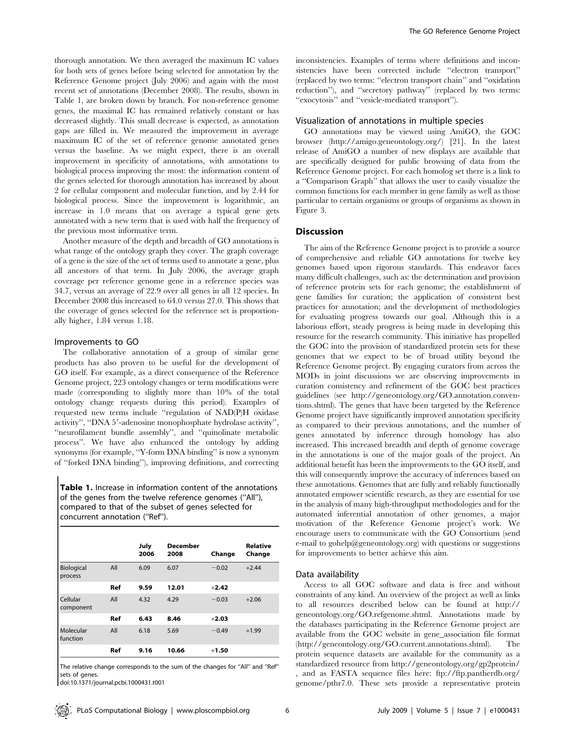thorough annotation. We then averaged the maximum IC values for both sets of genes before being selected for annotation by the Reference Genome project (July 2006) and again with the most recent set of annotations (December 2008). The results, shown in Table 1, are broken down by branch. For non-reference genome genes, the maximal IC has remained relatively constant or has decreased slightly. This small decrease is expected, as annotation gaps are filled in. We measured the improvement in average maximum IC of the set of reference genome annotated genes versus the baseline. As we might expect, there is an overall improvement in specificity of annotations, with annotations to biological process improving the most: the information content of the genes selected for thorough annotation has increased by about 2 for cellular component and molecular function, and by 2.44 for biological process. Since the improvement is logarithmic, an increase in 1.0 means that on average a typical gene gets annotated with a new term that is used with half the frequency of the previous most informative term.

Another measure of the depth and breadth of GO annotations is what range of the ontology graph they cover. The graph coverage of a gene is the size of the set of terms used to annotate a gene, plus all ancestors of that term. In July 2006, the average graph coverage per reference genome gene in a reference species was 34.7, versus an average of 22.9 over all genes in all 12 species. In December 2008 this increased to 64.0 versus 27.0. This shows that the coverage of genes selected for the reference set is proportionally higher, 1.84 versus 1.18.

### Improvements to GO

The collaborative annotation of a group of similar gene products has also proven to be useful for the development of GO itself. For example, as a direct consequence of the Reference Genome project, 223 ontology changes or term modifications were made (corresponding to slightly more than 10% of the total ontology change requests during this period). Examples of requested new terms include "regulation of NAD(P)H oxidase activity", "DNA 5′-adenosine monophosphate hydrolase activity", "neurofilament bundle assembly", and "quinolinate metabolic process". We have also enhanced the ontology by adding synonyms (for example, "Y-form DNA binding" is now a synonym of "forked DNA binding"), improving definitions, and correcting inconsistencies. Examples of terms where definitions and inconsistencies have been corrected include "electron transport" (replaced by two terms: "electron transport chain" and "oxidation reduction"), and "secretory pathway" (replaced by two terms: "exocytosis" and "vesicle-mediated transport").

**Table 1.** Increase in information content of the annotations of the genes from the twelve reference genomes ("All"), compared to that of the subset of genes selected for concurrent annotation ("Ref").

| | | July 2006 | December 2008 | Change | Relative Change |
|---|---|---|---|---|---|
| Biological process | All | 6.09 | 6.07 | −0.02 | +2.44 |
| | **Ref** | **9.59** | **12.01** | **+2.42** | |
| Cellular component | All | 4.32 | 4.29 | −0.03 | +2.06 |
| | **Ref** | **6.43** | **8.46** | **+2.03** | |
| Molecular function | All | 6.18 | 5.69 | −0.49 | +1.99 |
| | **Ref** | **9.16** | **10.66** | **+1.50** | |

The relative change corresponds to the sum of the changes for "All" and "Ref" sets of genes.
doi:10.1371/journal.pcbi.1000431.t001

### Visualization of annotations in multiple species

GO annotations may be viewed using AmiGO, the GOC browser (http://amigo.geneontology.org/) [21]. In the latest release of AmiGO a number of new displays are available that are specifically designed for public browsing of data from the Reference Genome project. For each homolog set there is a link to a "Comparison Graph" that allows the user to easily visualize the common functions for each member in gene family as well as those particular to certain organisms or groups of organisms as shown in Figure 3.

## Discussion

The aim of the Reference Genome project is to provide a source of comprehensive and reliable GO annotations for twelve key genomes based upon rigorous standards. This endeavor faces many difficult challenges, such as: the determination and provision of reference protein sets for each genome; the establishment of gene families for curation; the application of consistent best practices for annotation; and the development of methodologies for evaluating progress towards our goal. Although this is a laborious effort, steady progress is being made in developing this resource for the research community. This initiative has propelled the GOC into the provision of standardized protein sets for these genomes that we expect to be of broad utility beyond the Reference Genome project. By engaging curators from across the MODs in joint discussions we are observing improvements in curation consistency and refinement of the GOC best practices guidelines (see http://geneontology.org/GO.annotation.conventions.shtml). The genes that have been targeted by the Reference Genome project have significantly improved annotation specificity as compared to their previous annotations, and the number of genes annotated by inference through homology has also increased. This increased breadth and depth of genome coverage in the annotations is one of the major goals of the project. An additional benefit has been the improvements to the GO itself, and this will consequently improve the accuracy of inferences based on these annotations. Genomes that are fully and reliably functionally annotated empower scientific research, as they are essential for use in the analysis of many high-throughput methodologies and for the automated inferential annotation of other genomes, a major motivation of the Reference Genome project's work. We encourage users to communicate with the GO Consortium (send e-mail to gohelp@geneontology.org) with questions or suggestions for improvements to better achieve this aim.

### Data availability

Access to all GOC software and data is free and without constraints of any kind. An overview of the project as well as links to all resources described below can be found at http://geneontology.org/GO.refgenome.shtml. Annotations made by the databases participating in the Reference Genome project are available from the GOC website in gene_association file format (http://geneontology.org/GO.current.annotations.shtml). The protein sequence datasets are available for the community as a standardized resource from http://geneontology.org/gp2protein/, and as FASTA sequence files here: ftp://ftp.pantherdb.org/genome/pthr7.0. These sets provide a representative protein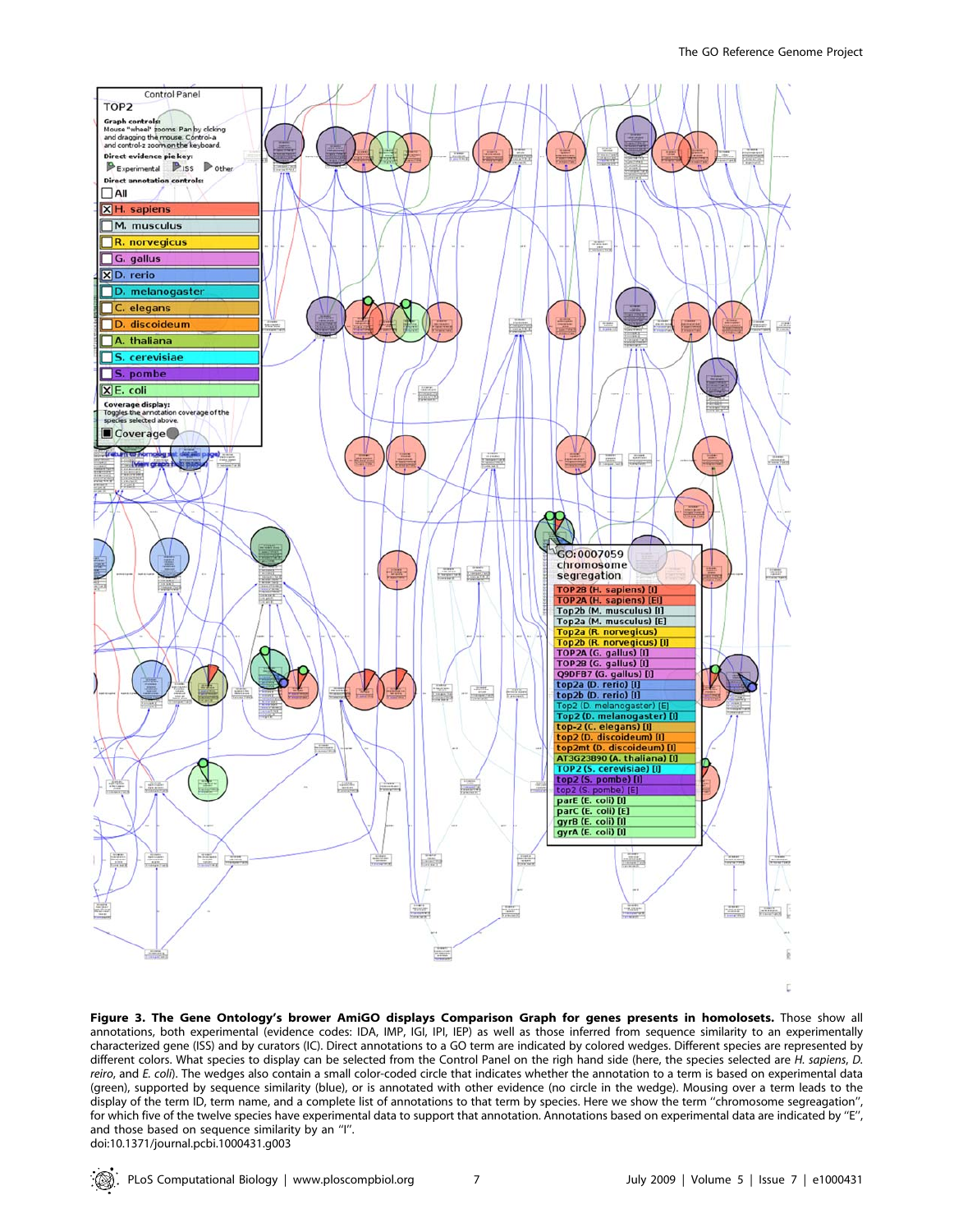**Figure 3. The Gene Ontology's brower AmiGO displays Comparison Graph for genes presents in homolosets.** Those show all annotations, both experimental (evidence codes: IDA, IMP, IGI, IPI, IEP) as well as those inferred from sequence similarity to an experimentally characterized gene (ISS) and by curators (IC). Direct annotations to a GO term are indicated by colored wedges. Different species are represented by different colors. What species to display can be selected from the Control Panel on the righ hand side (here, the species selected are *H. sapiens*, *D. reiro*, and *E. coli*). The wedges also contain a small color-coded circle that indicates whether the annotation to a term is based on experimental data (green), supported by sequence similarity (blue), or is annotated with other evidence (no circle in the wedge). Mousing over a term leads to the display of the term ID, term name, and a complete list of annotations to that term by species. Here we show the term "chromosome segregation", for which five of the twelve species have experimental data to support that annotation. Annotations based on experimental data are indicated by "E", and those based on sequence similarity by an "I".
doi:10.1371/journal.pcbi.1000431.g003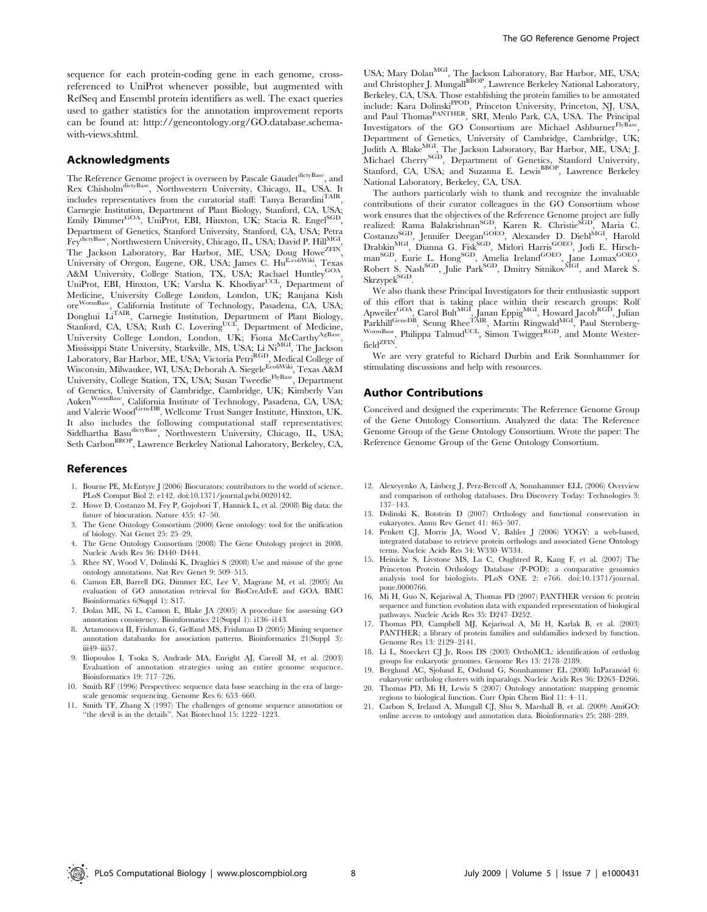sequence for each protein-coding gene in each genome, cross-referenced to UniProt whenever possible, but augmented with RefSeq and Ensembl protein identifiers as well. The exact queries used to gather statistics for the annotation improvement reports can be found at: http://geneontology.org/GO.database.schema-with-views.shtml.

## Acknowledgments

The Reference Genome project is overseen by Pascale Gaudet[dictyBase], and Rex Chisholm[dictyBase], Northwestern University, Chicago, IL, USA. It includes representatives from the curatorial staff: Tanya Berardini[TAIR], Carnegie Institution, Department of Plant Biology, Stanford, CA, USA; Emily Dimmer[GOA], UniProt, EBI, Hinxton, UK; Stacia R. Engel[SGD], Department of Genetics, Stanford University, Stanford, CA, USA; Petra Fey[dictyBase], Northwestern University, Chicago, IL, USA; David P. Hill[MGI], The Jackson Laboratory, Bar Harbor, ME, USA; Doug Howe[ZFIN], University of Oregon, Eugene, OR, USA; James C. Hu[E.coliWiki], Texas A&M University, College Station, TX, USA; Rachael Huntley[GOA], UniProt, EBI, Hinxton, UK; Varsha K. Khodiyar[UCL], Department of Medicine, University College London, London, UK; Ranjana Kishore[WormBase], California Institute of Technology, Pasadena, CA, USA; Donghui Li[TAIR], Carnegie Institution, Department of Plant Biology, Stanford, CA, USA; Ruth C. Lovering[UCL], Department of Medicine, University College London, London, UK; Fiona McCarthy[AgBase], Mississippi State University, Starkville, MS, USA; Li Ni[MGI], The Jackson Laboratory, Bar Harbor, ME, USA; Victoria Petri[RGD], Medical College of Wisconsin, Milwaukee, WI, USA; Deborah A. Siegele[EcoliWiki], Texas A&M University, College Station, TX, USA; Susan Tweedie[FlyBase], Department of Genetics, University of Cambridge, Cambridge, UK; Kimberly Van Auken[WormBase], California Institute of Technology, Pasadena, CA, USA; and Valerie Wood[GeneDB], Wellcome Trust Sanger Institute, Hinxton, UK. It also includes the following computational staff representatives: Siddhartha Basu[dictyBase], Northwestern University, Chicago, IL, USA; Seth Carbon[BBOP], Lawrence Berkeley National Laboratory, Berkeley, CA, USA; Mary Dolan[MGI], The Jackson Laboratory, Bar Harbor, ME, USA; and Christopher J. Mungall[BBOP], Lawrence Berkeley National Laboratory, Berkeley, CA, USA. Those establishing the protein families to be annotated include: Kara Dolinski[PPOD], Princeton University, Princeton, NJ, USA, and Paul Thomas[PANTHER], SRI, Menlo Park, CA, USA. The Principal Investigators of the GO Consortium are Michael Ashburner[FlyBase], Department of Genetics, University of Cambridge, Cambridge, UK; Judith A. Blake[MGI], The Jackson Laboratory, Bar Harbor, ME, USA; J. Michael Cherry[SGD], Department of Genetics, Stanford University, Stanford, CA, USA; and Suzanna E. Lewis[BBOP], Lawrence Berkeley National Laboratory, Berkeley, CA, USA.

The authors particularly wish to thank and recognize the invaluable contributions of their curator colleagues in the GO Consortium whose work ensures that the objectives of the Reference Genome project are fully realized: Rama Balakrishnan[SGD], Karen R. Christie[SGD], Maria C. Costanzo[SGD], Jennifer Deegan[GOEO], Alexander D. Diehl[MGI], Harold Drabkin[MGI], Dianna G. Fisk[SGD], Midori Harris[GOEO], Jodi E. Hirschman[SGD], Eurie L. Hong[SGD], Amelia Ireland[GOEO], Jane Lomax[GOEO], Robert S. Nash[SGD], Julie Park[SGD], Dmitry Sitnikov[MGI], and Marek S. Skrzypek[SGD].

We also thank these Principal Investigators for their enthusiastic support of this effort that is taking place within their research groups: Rolf Apweiler[GOA], Carol Bult[MGI], Janan Eppig[MGI], Howard Jacob[RGD], Julian Parkhill[GeneDB], Seung Rhee[TAIR], Martin Ringwald[MGI], Paul Sternberg[WormBase], Philippa Talmud[UCL], Simon Twigger[RGD], and Monte Westerfield[ZFIN].

We are very grateful to Richard Durbin and Erik Sonnhammer for stimulating discussions and help with resources.

## Author Contributions

Conceived and designed the experiments: The Reference Genome Group of the Gene Ontology Consortium. Analyzed the data: The Reference Genome Group of the Gene Ontology Consortium. Wrote the paper: The Reference Genome Group of the Gene Ontology Consortium.

## References

1. Bourne PE, McEntyre J (2006) Biocurators: contributors to the world of science. PLoS Comput Biol 2: e142. doi:10.1371/journal.pcbi.0020142.
2. Howe D, Costanzo M, Fey P, Gojobori T, Hannick L, et al. (2008) Big data: the future of biocuration. Nature 455: 47–50.
3. The Gene Ontology Consortium (2000) Gene ontology: tool for the unification of biology. Nat Genet 25: 25–29.
4. The Gene Ontology Consortium (2008) The Gene Ontology project in 2008. Nucleic Acids Res 36: D440–D444.
5. Rhee SY, Wood V, Dolinski K, Draghici S (2008) Use and misuse of the gene ontology annotations. Nat Rev Genet 9: 509–515.
6. Camon EB, Barrell DG, Dimmer EC, Lee V, Magrane M, et al. (2005) An evaluation of GO annotation retrieval for BioCreAtIvE and GOA. BMC Bioinformatics 6(Suppl 1): S17.
7. Dolan ME, Ni L, Camon E, Blake JA (2005) A procedure for assessing GO annotation consistency. Bioinformatics 21(Suppl 1): i136–i143.
8. Artamonova II, Frishman G, Gelfand MS, Frishman D (2005) Mining sequence annotation databanks for association patterns. Bioinformatics 21(Suppl 3): iii49–iii57.
9. Iliopoulos I, Tsoka S, Andrade MA, Enright AJ, Carroll M, et al. (2003) Evaluation of annotation strategies using an entire genome sequence. Bioinformatics 19: 717–726.
10. Smith RF (1996) Perspectives: sequence data base searching in the era of large-scale genomic sequencing. Genome Res 6: 653–660.
11. Smith TF, Zhang X (1997) The challenges of genome sequence annotation or "the devil is in the details". Nat Biotechnol 15: 1222–1223.
12. Alexeyenko A, Linberg J, Perz-Bercoff A, Sonnhammer ELL (2006) Overview and comparison of ortholog databases. Dru Discovery Today: Technologies 3: 137–143.
13. Dolinski K, Botstein D (2007) Orthology and functional conservation in eukaryotes. Annu Rev Genet 41: 465–507.
14. Penkett CJ, Morris JA, Wood V, Bahler J (2006) YOGY: a web-based, integrated database to retrieve protein orthologs and associated Gene Ontology terms. Nucleic Acids Res 34: W330–W334.
15. Heinicke S, Livstone MS, Lu C, Oughtred R, Kang F, et al. (2007) The Princeton Protein Orthology Database (P-POD): a comparative genomics analysis tool for biologists. PLoS ONE 2: e766. doi:10.1371/journal.pone.0000766.
16. Mi H, Guo N, Kejariwal A, Thomas PD (2007) PANTHER version 6: protein sequence and function evolution data with expanded representation of biological pathways. Nucleic Acids Res 35: D247–D252.
17. Thomas PD, Campbell MJ, Kejariwal A, Mi H, Karlak B, et al. (2003) PANTHER: a library of protein families and subfamilies indexed by function. Genome Res 13: 2129–2141.
18. Li L, Stoeckert CJ Jr, Roos DS (2003) OrthoMCL: identification of ortholog groups for eukaryotic genomes. Genome Res 13: 2178–2189.
19. Berglund AC, Sjolund E, Ostlund G, Sonnhammer EL (2008) InParanoid 6: eukaryotic ortholog clusters with inparalogs. Nucleic Acids Res 36: D263–D266.
20. Thomas PD, Mi H, Lewis S (2007) Ontology annotation: mapping genomic regions to biological function. Curr Opin Chem Biol 11: 4–11.
21. Carbon S, Ireland A, Mungall CJ, Shu S, Marshall B, et al. (2009) AmiGO: online access to ontology and annotation data. Bioinformatics 25: 288–289.